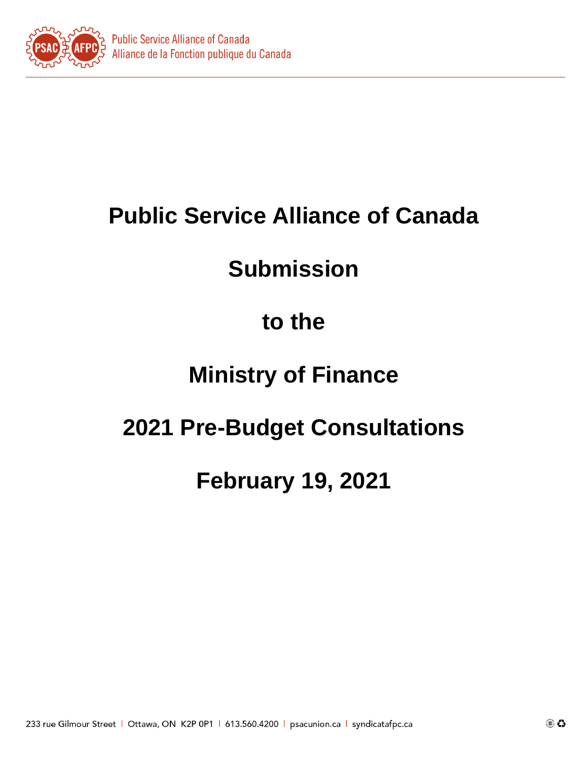# Public Service Alliance of Canada

# Submission

# to the

# Ministry of Finance

# 2021 Pre-Budget Consultations

# February 19, 2021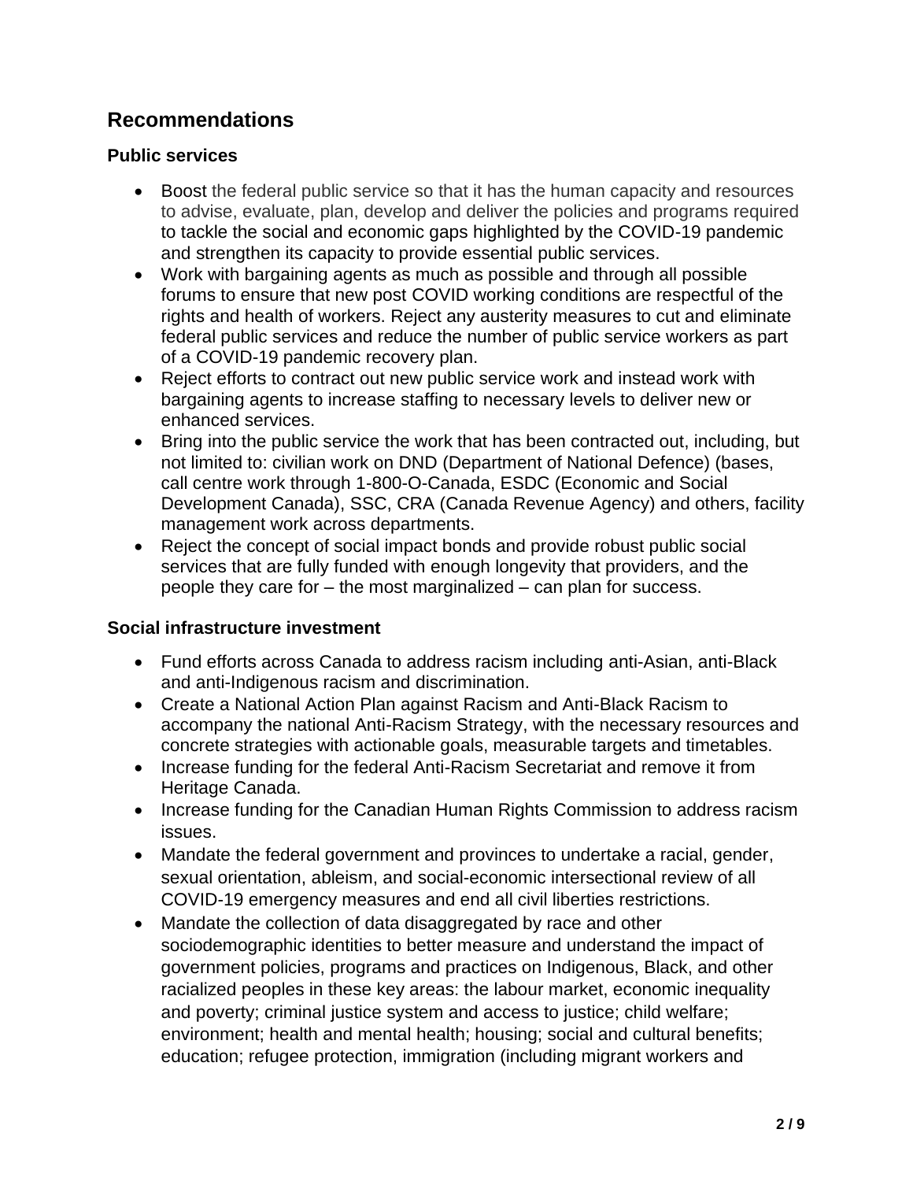## Recommendations

### Public services

- Boost the federal public service so that it has the human capacity and resources to advise, evaluate, plan, develop and deliver the policies and programs required to tackle the social and economic gaps highlighted by the COVID-19 pandemic and strengthen its capacity to provide essential public services.
- Work with bargaining agents as much as possible and through all possible forums to ensure that new post COVID working conditions are respectful of the rights and health of workers. Reject any austerity measures to cut and eliminate federal public services and reduce the number of public service workers as part of a COVID-19 pandemic recovery plan.
- Reject efforts to contract out new public service work and instead work with bargaining agents to increase staffing to necessary levels to deliver new or enhanced services.
- Bring into the public service the work that has been contracted out, including, but not limited to: civilian work on DND (Department of National Defence) (bases, call centre work through 1-800-O-Canada, ESDC (Economic and Social Development Canada), SSC, CRA (Canada Revenue Agency) and others, facility management work across departments.
- Reject the concept of social impact bonds and provide robust public social services that are fully funded with enough longevity that providers, and the people they care for – the most marginalized – can plan for success.

### Social infrastructure investment

- Fund efforts across Canada to address racism including anti-Asian, anti-Black and anti-Indigenous racism and discrimination.
- Create a National Action Plan against Racism and Anti-Black Racism to accompany the national Anti-Racism Strategy, with the necessary resources and concrete strategies with actionable goals, measurable targets and timetables.
- Increase funding for the federal Anti-Racism Secretariat and remove it from Heritage Canada.
- Increase funding for the Canadian Human Rights Commission to address racism issues.
- Mandate the federal government and provinces to undertake a racial, gender, sexual orientation, ableism, and social-economic intersectional review of all COVID-19 emergency measures and end all civil liberties restrictions.
- Mandate the collection of data disaggregated by race and other sociodemographic identities to better measure and understand the impact of government policies, programs and practices on Indigenous, Black, and other racialized peoples in these key areas: the labour market, economic inequality and poverty; criminal justice system and access to justice; child welfare; environment; health and mental health; housing; social and cultural benefits; education; refugee protection, immigration (including migrant workers and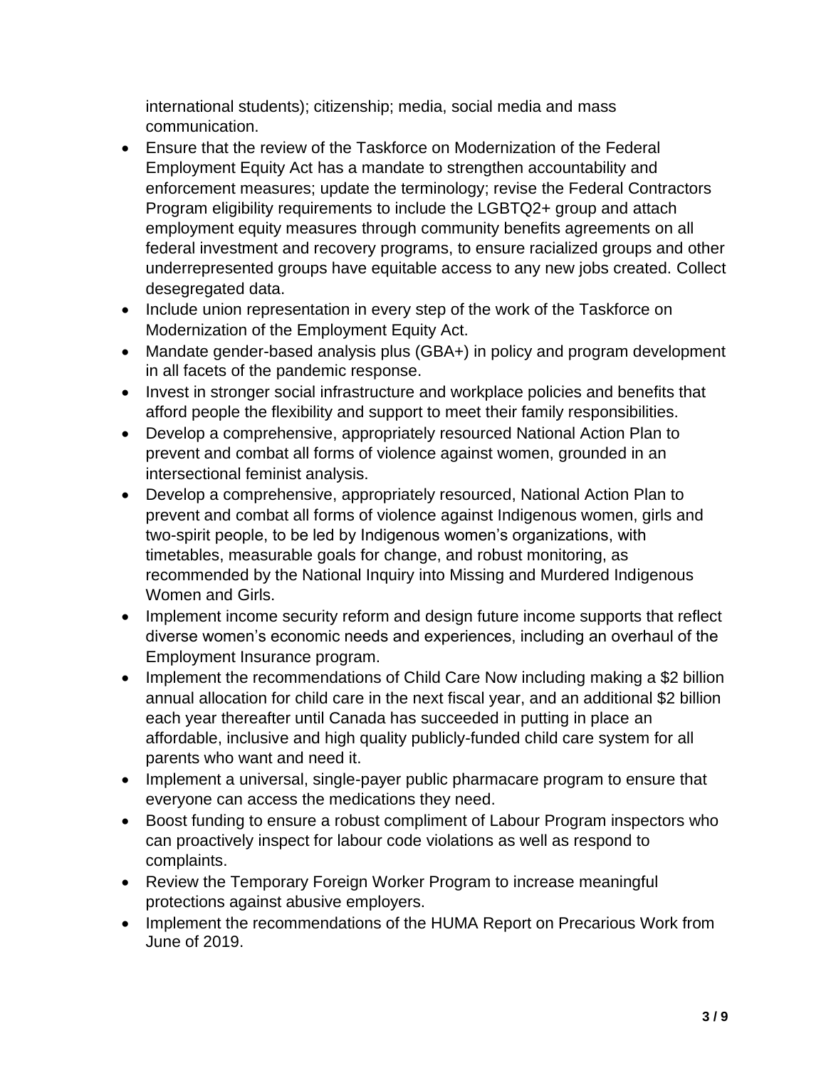international students); citizenship; media, social media and mass communication.

- Ensure that the review of the Taskforce on Modernization of the Federal Employment Equity Act has a mandate to strengthen accountability and enforcement measures; update the terminology; revise the Federal Contractors Program eligibility requirements to include the LGBTQ2+ group and attach employment equity measures through community benefits agreements on all federal investment and recovery programs, to ensure racialized groups and other underrepresented groups have equitable access to any new jobs created. Collect desegregated data.
- Include union representation in every step of the work of the Taskforce on Modernization of the Employment Equity Act.
- Mandate gender-based analysis plus (GBA+) in policy and program development in all facets of the pandemic response.
- Invest in stronger social infrastructure and workplace policies and benefits that afford people the flexibility and support to meet their family responsibilities.
- Develop a comprehensive, appropriately resourced National Action Plan to prevent and combat all forms of violence against women, grounded in an intersectional feminist analysis.
- Develop a comprehensive, appropriately resourced, National Action Plan to prevent and combat all forms of violence against Indigenous women, girls and two-spirit people, to be led by Indigenous women's organizations, with timetables, measurable goals for change, and robust monitoring, as recommended by the National Inquiry into Missing and Murdered Indigenous Women and Girls.
- Implement income security reform and design future income supports that reflect diverse women's economic needs and experiences, including an overhaul of the Employment Insurance program.
- Implement the recommendations of Child Care Now including making a $2 billion annual allocation for child care in the next fiscal year, and an additional $2 billion each year thereafter until Canada has succeeded in putting in place an affordable, inclusive and high quality publicly-funded child care system for all parents who want and need it.
- Implement a universal, single-payer public pharmacare program to ensure that everyone can access the medications they need.
- Boost funding to ensure a robust compliment of Labour Program inspectors who can proactively inspect for labour code violations as well as respond to complaints.
- Review the Temporary Foreign Worker Program to increase meaningful protections against abusive employers.
- Implement the recommendations of the HUMA Report on Precarious Work from June of 2019.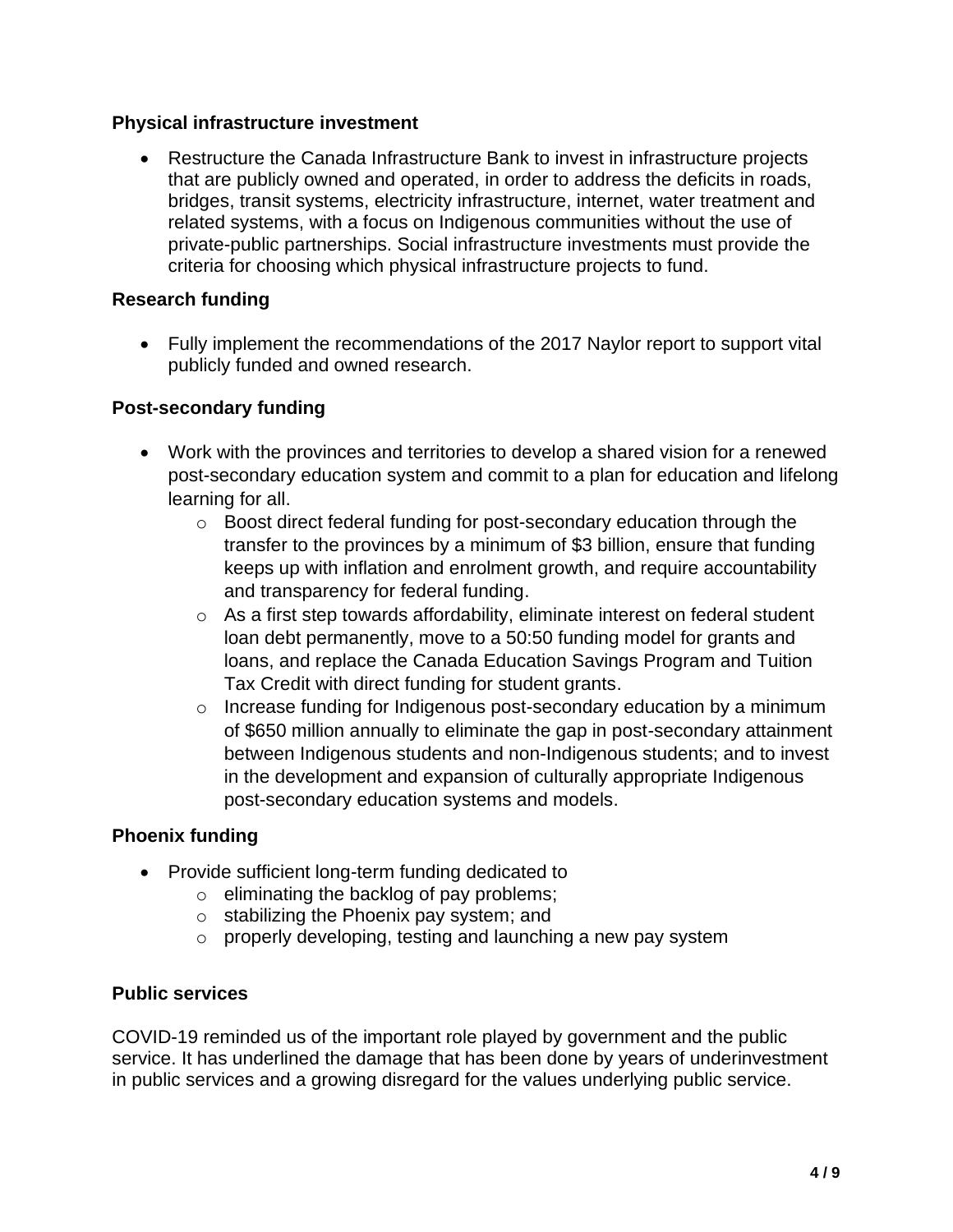**Physical infrastructure investment**

- Restructure the Canada Infrastructure Bank to invest in infrastructure projects that are publicly owned and operated, in order to address the deficits in roads, bridges, transit systems, electricity infrastructure, internet, water treatment and related systems, with a focus on Indigenous communities without the use of private-public partnerships. Social infrastructure investments must provide the criteria for choosing which physical infrastructure projects to fund.

**Research funding**

- Fully implement the recommendations of the 2017 Naylor report to support vital publicly funded and owned research.

**Post-secondary funding**

- Work with the provinces and territories to develop a shared vision for a renewed post-secondary education system and commit to a plan for education and lifelong learning for all.
  - Boost direct federal funding for post-secondary education through the transfer to the provinces by a minimum of $3 billion, ensure that funding keeps up with inflation and enrolment growth, and require accountability and transparency for federal funding.
  - As a first step towards affordability, eliminate interest on federal student loan debt permanently, move to a 50:50 funding model for grants and loans, and replace the Canada Education Savings Program and Tuition Tax Credit with direct funding for student grants.
  - Increase funding for Indigenous post-secondary education by a minimum of $650 million annually to eliminate the gap in post-secondary attainment between Indigenous students and non-Indigenous students; and to invest in the development and expansion of culturally appropriate Indigenous post-secondary education systems and models.

**Phoenix funding**

- Provide sufficient long-term funding dedicated to
  - eliminating the backlog of pay problems;
  - stabilizing the Phoenix pay system; and
  - properly developing, testing and launching a new pay system

**Public services**

COVID-19 reminded us of the important role played by government and the public service. It has underlined the damage that has been done by years of underinvestment in public services and a growing disregard for the values underlying public service.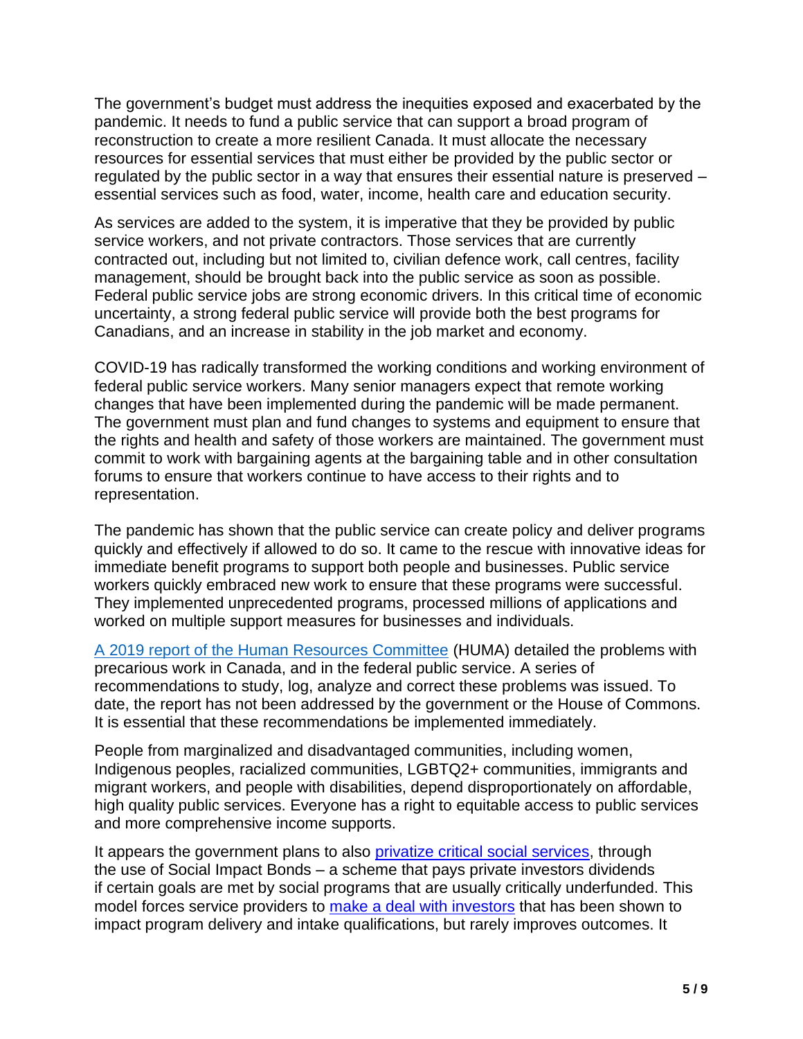The government's budget must address the inequities exposed and exacerbated by the pandemic. It needs to fund a public service that can support a broad program of reconstruction to create a more resilient Canada. It must allocate the necessary resources for essential services that must either be provided by the public sector or regulated by the public sector in a way that ensures their essential nature is preserved – essential services such as food, water, income, health care and education security.

As services are added to the system, it is imperative that they be provided by public service workers, and not private contractors. Those services that are currently contracted out, including but not limited to, civilian defence work, call centres, facility management, should be brought back into the public service as soon as possible. Federal public service jobs are strong economic drivers. In this critical time of economic uncertainty, a strong federal public service will provide both the best programs for Canadians, and an increase in stability in the job market and economy.

COVID-19 has radically transformed the working conditions and working environment of federal public service workers. Many senior managers expect that remote working changes that have been implemented during the pandemic will be made permanent. The government must plan and fund changes to systems and equipment to ensure that the rights and health and safety of those workers are maintained. The government must commit to work with bargaining agents at the bargaining table and in other consultation forums to ensure that workers continue to have access to their rights and to representation.

The pandemic has shown that the public service can create policy and deliver programs quickly and effectively if allowed to do so. It came to the rescue with innovative ideas for immediate benefit programs to support both people and businesses. Public service workers quickly embraced new work to ensure that these programs were successful. They implemented unprecedented programs, processed millions of applications and worked on multiple support measures for businesses and individuals.

A 2019 report of the Human Resources Committee (HUMA) detailed the problems with precarious work in Canada, and in the federal public service. A series of recommendations to study, log, analyze and correct these problems was issued. To date, the report has not been addressed by the government or the House of Commons. It is essential that these recommendations be implemented immediately.

People from marginalized and disadvantaged communities, including women, Indigenous peoples, racialized communities, LGBTQ2+ communities, immigrants and migrant workers, and people with disabilities, depend disproportionately on affordable, high quality public services. Everyone has a right to equitable access to public services and more comprehensive income supports.

It appears the government plans to also privatize critical social services, through the use of Social Impact Bonds – a scheme that pays private investors dividends if certain goals are met by social programs that are usually critically underfunded. This model forces service providers to make a deal with investors that has been shown to impact program delivery and intake qualifications, but rarely improves outcomes. It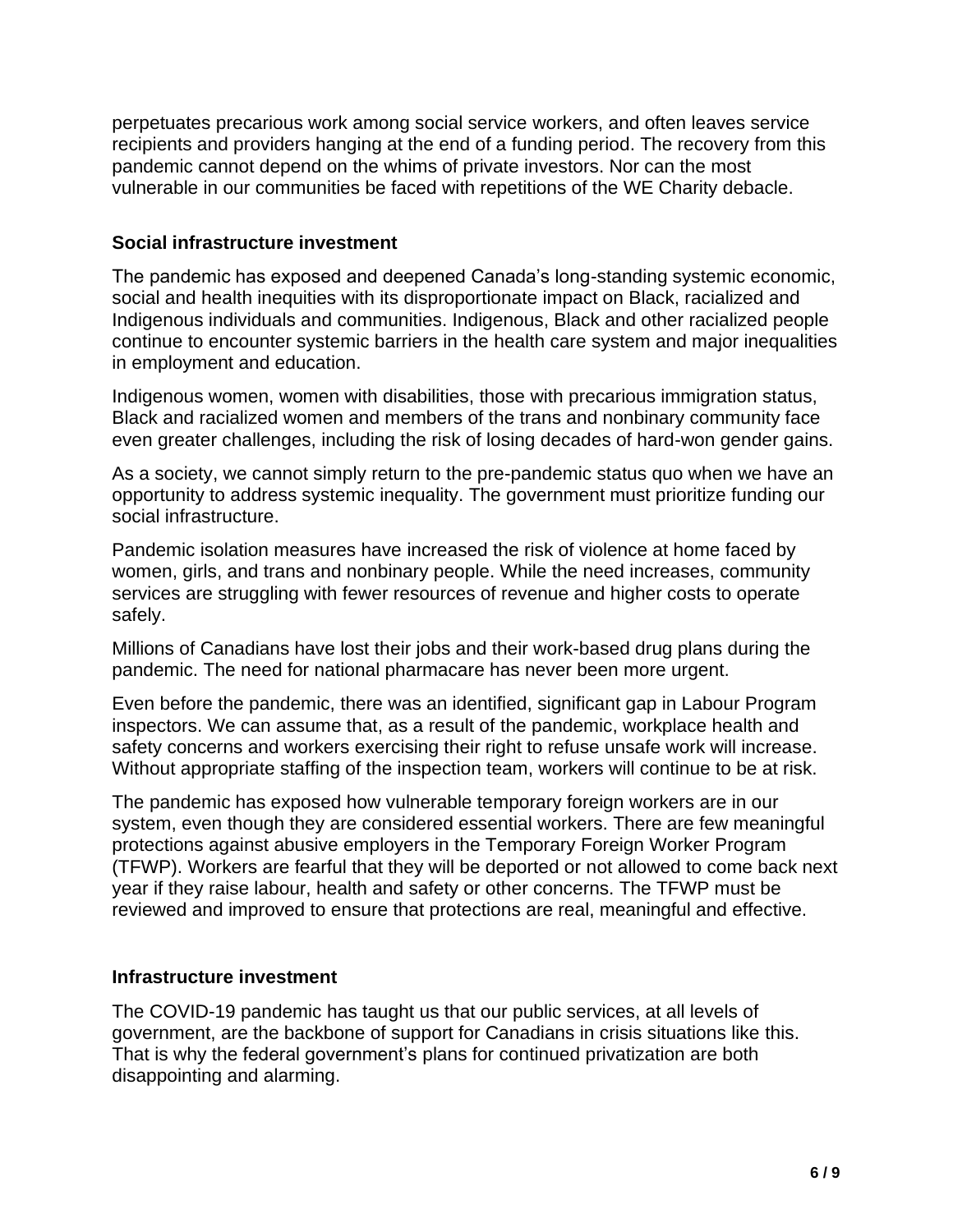perpetuates precarious work among social service workers, and often leaves service recipients and providers hanging at the end of a funding period. The recovery from this pandemic cannot depend on the whims of private investors. Nor can the most vulnerable in our communities be faced with repetitions of the WE Charity debacle.

### Social infrastructure investment

The pandemic has exposed and deepened Canada's long-standing systemic economic, social and health inequities with its disproportionate impact on Black, racialized and Indigenous individuals and communities. Indigenous, Black and other racialized people continue to encounter systemic barriers in the health care system and major inequalities in employment and education.

Indigenous women, women with disabilities, those with precarious immigration status, Black and racialized women and members of the trans and nonbinary community face even greater challenges, including the risk of losing decades of hard-won gender gains.

As a society, we cannot simply return to the pre-pandemic status quo when we have an opportunity to address systemic inequality. The government must prioritize funding our social infrastructure.

Pandemic isolation measures have increased the risk of violence at home faced by women, girls, and trans and nonbinary people. While the need increases, community services are struggling with fewer resources of revenue and higher costs to operate safely.

Millions of Canadians have lost their jobs and their work-based drug plans during the pandemic. The need for national pharmacare has never been more urgent.

Even before the pandemic, there was an identified, significant gap in Labour Program inspectors. We can assume that, as a result of the pandemic, workplace health and safety concerns and workers exercising their right to refuse unsafe work will increase. Without appropriate staffing of the inspection team, workers will continue to be at risk.

The pandemic has exposed how vulnerable temporary foreign workers are in our system, even though they are considered essential workers. There are few meaningful protections against abusive employers in the Temporary Foreign Worker Program (TFWP). Workers are fearful that they will be deported or not allowed to come back next year if they raise labour, health and safety or other concerns. The TFWP must be reviewed and improved to ensure that protections are real, meaningful and effective.

### Infrastructure investment

The COVID-19 pandemic has taught us that our public services, at all levels of government, are the backbone of support for Canadians in crisis situations like this. That is why the federal government's plans for continued privatization are both disappointing and alarming.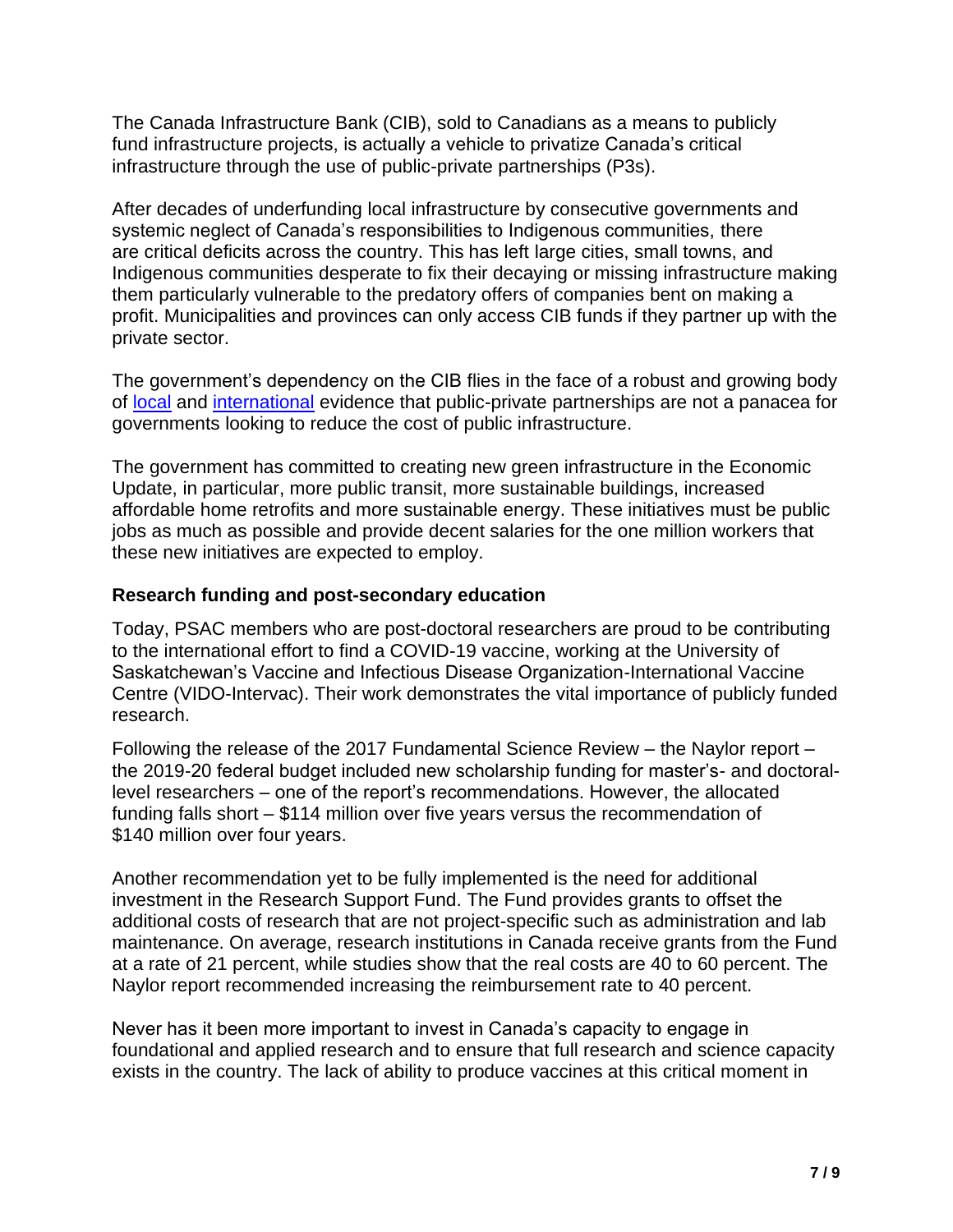The Canada Infrastructure Bank (CIB), sold to Canadians as a means to publicly fund infrastructure projects, is actually a vehicle to privatize Canada's critical infrastructure through the use of public-private partnerships (P3s).

After decades of underfunding local infrastructure by consecutive governments and systemic neglect of Canada's responsibilities to Indigenous communities, there are critical deficits across the country. This has left large cities, small towns, and Indigenous communities desperate to fix their decaying or missing infrastructure making them particularly vulnerable to the predatory offers of companies bent on making a profit. Municipalities and provinces can only access CIB funds if they partner up with the private sector.

The government's dependency on the CIB flies in the face of a robust and growing body of local and international evidence that public-private partnerships are not a panacea for governments looking to reduce the cost of public infrastructure.

The government has committed to creating new green infrastructure in the Economic Update, in particular, more public transit, more sustainable buildings, increased affordable home retrofits and more sustainable energy. These initiatives must be public jobs as much as possible and provide decent salaries for the one million workers that these new initiatives are expected to employ.

### Research funding and post-secondary education

Today, PSAC members who are post-doctoral researchers are proud to be contributing to the international effort to find a COVID-19 vaccine, working at the University of Saskatchewan's Vaccine and Infectious Disease Organization-International Vaccine Centre (VIDO-Intervac). Their work demonstrates the vital importance of publicly funded research.

Following the release of the 2017 Fundamental Science Review – the Naylor report – the 2019-20 federal budget included new scholarship funding for master's- and doctoral-level researchers – one of the report's recommendations. However, the allocated funding falls short – $114 million over five years versus the recommendation of $140 million over four years.

Another recommendation yet to be fully implemented is the need for additional investment in the Research Support Fund. The Fund provides grants to offset the additional costs of research that are not project-specific such as administration and lab maintenance. On average, research institutions in Canada receive grants from the Fund at a rate of 21 percent, while studies show that the real costs are 40 to 60 percent. The Naylor report recommended increasing the reimbursement rate to 40 percent.

Never has it been more important to invest in Canada's capacity to engage in foundational and applied research and to ensure that full research and science capacity exists in the country. The lack of ability to produce vaccines at this critical moment in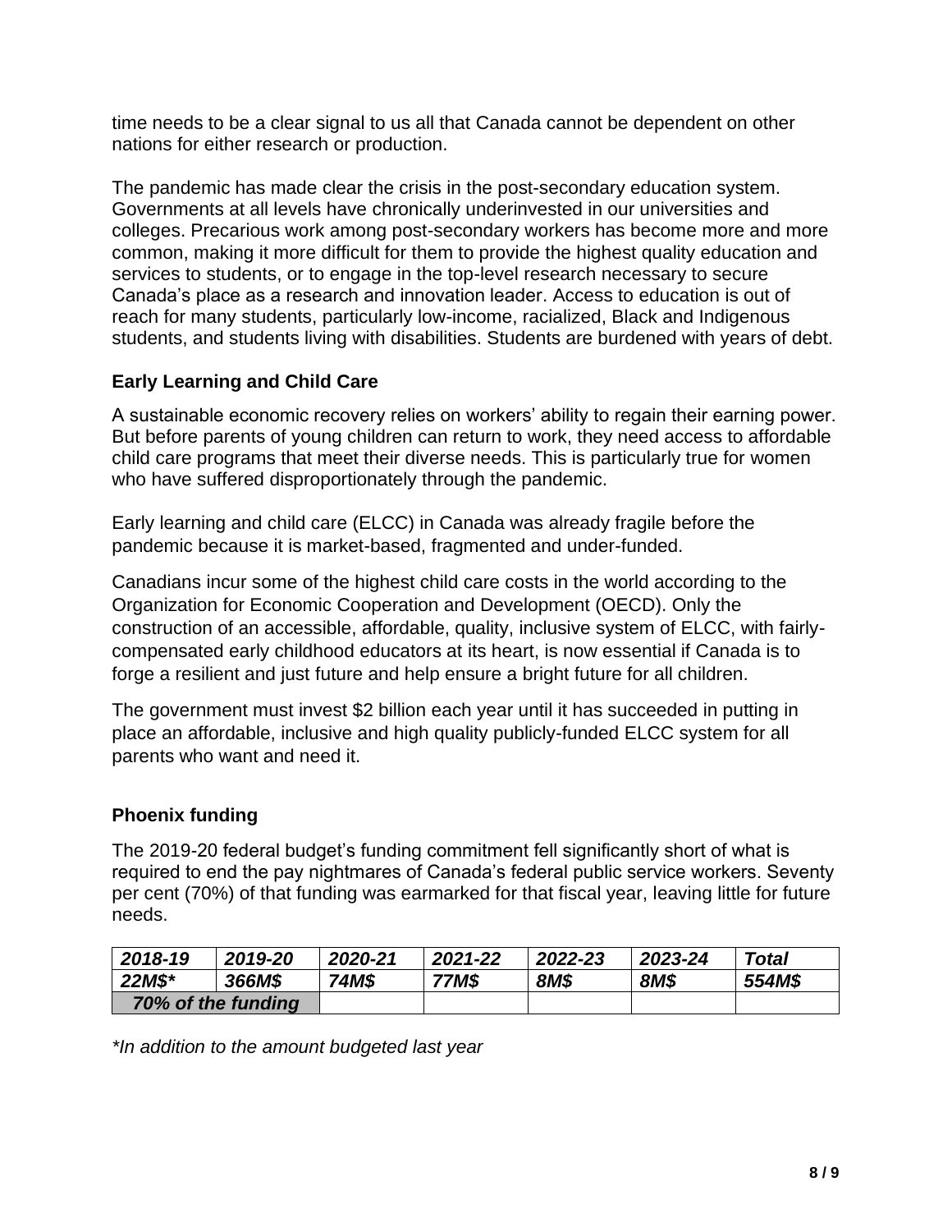time needs to be a clear signal to us all that Canada cannot be dependent on other nations for either research or production.

The pandemic has made clear the crisis in the post-secondary education system. Governments at all levels have chronically underinvested in our universities and colleges. Precarious work among post-secondary workers has become more and more common, making it more difficult for them to provide the highest quality education and services to students, or to engage in the top-level research necessary to secure Canada's place as a research and innovation leader. Access to education is out of reach for many students, particularly low-income, racialized, Black and Indigenous students, and students living with disabilities. Students are burdened with years of debt.

### Early Learning and Child Care

A sustainable economic recovery relies on workers' ability to regain their earning power. But before parents of young children can return to work, they need access to affordable child care programs that meet their diverse needs. This is particularly true for women who have suffered disproportionately through the pandemic.

Early learning and child care (ELCC) in Canada was already fragile before the pandemic because it is market-based, fragmented and under-funded.

Canadians incur some of the highest child care costs in the world according to the Organization for Economic Cooperation and Development (OECD). Only the construction of an accessible, affordable, quality, inclusive system of ELCC, with fairly-compensated early childhood educators at its heart, is now essential if Canada is to forge a resilient and just future and help ensure a bright future for all children.

The government must invest $2 billion each year until it has succeeded in putting in place an affordable, inclusive and high quality publicly-funded ELCC system for all parents who want and need it.

### Phoenix funding

The 2019-20 federal budget's funding commitment fell significantly short of what is required to end the pay nightmares of Canada's federal public service workers. Seventy per cent (70%) of that funding was earmarked for that fiscal year, leaving little for future needs.

| ***2018-19*** | ***2019-20*** | ***2020-21*** | ***2021-22*** | ***2022-23*** | ***2023-24*** | ***Total*** |
|---|---|---|---|---|---|---|
| ***22M$**** | ***366M$*** | ***74M$*** | ***77M$*** | ***8M$*** | ***8M$*** | ***554M$*** |
| ***70% of the funding*** | | | | | | |

*\*In addition to the amount budgeted last year*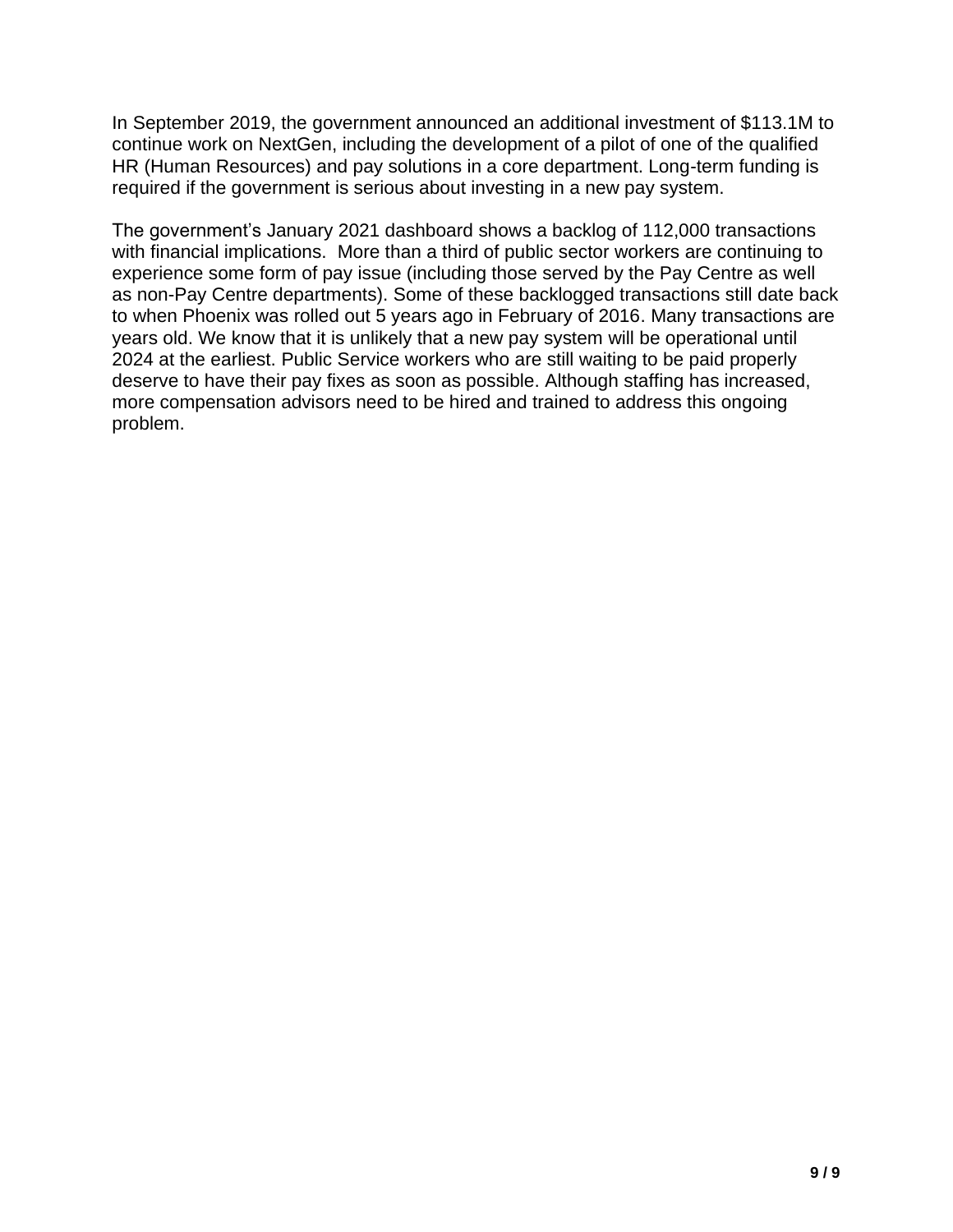In September 2019, the government announced an additional investment of $113.1M to continue work on NextGen, including the development of a pilot of one of the qualified HR (Human Resources) and pay solutions in a core department. Long-term funding is required if the government is serious about investing in a new pay system.

The government's January 2021 dashboard shows a backlog of 112,000 transactions with financial implications. More than a third of public sector workers are continuing to experience some form of pay issue (including those served by the Pay Centre as well as non-Pay Centre departments). Some of these backlogged transactions still date back to when Phoenix was rolled out 5 years ago in February of 2016. Many transactions are years old. We know that it is unlikely that a new pay system will be operational until 2024 at the earliest. Public Service workers who are still waiting to be paid properly deserve to have their pay fixes as soon as possible. Although staffing has increased, more compensation advisors need to be hired and trained to address this ongoing problem.